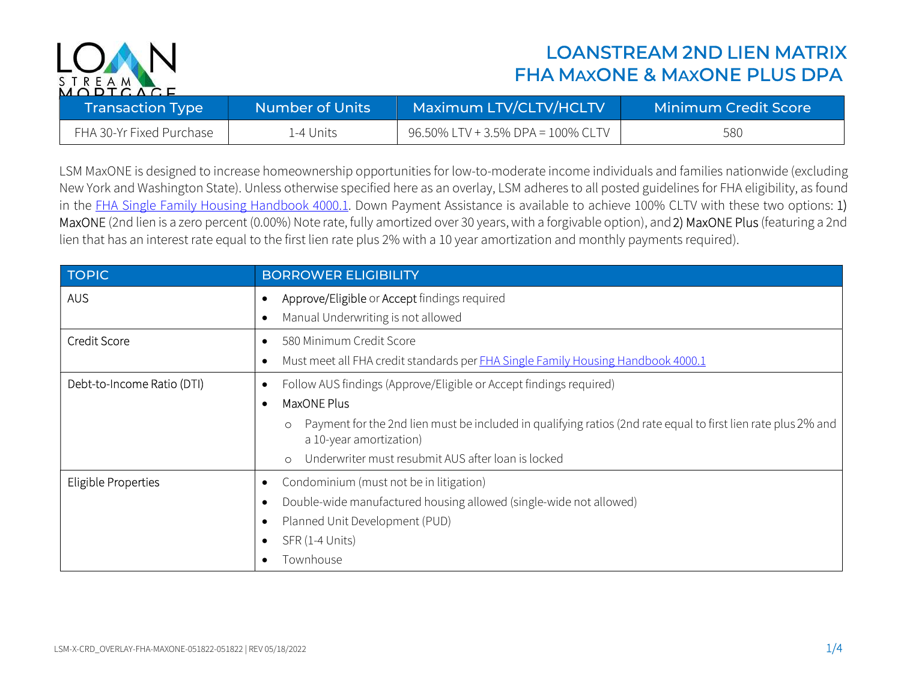# LOANSTREAM 2ND LIEN MATRIX
## FHA MAXONE & MAXONE PLUS DPA

| Transaction Type | Number of Units | Maximum LTV/CLTV/HCLTV | Minimum Credit Score |
|---|---|---|---|
| FHA 30-Yr Fixed Purchase | 1-4 Units | 96.50% LTV + 3.5% DPA = 100% CLTV | 580 |

LSM MaxONE is designed to increase homeownership opportunities for low-to-moderate income individuals and families nationwide (excluding New York and Washington State). Unless otherwise specified here as an overlay, LSM adheres to all posted guidelines for FHA eligibility, as found in the [FHA Single Family Housing Handbook 4000.1](). Down Payment Assistance is available to achieve 100% CLTV with these two options: 1) MaxONE (2nd lien is a zero percent (0.00%) Note rate, fully amortized over 30 years, with a forgivable option), and 2) MaxONE Plus (featuring a 2nd lien that has an interest rate equal to the first lien rate plus 2% with a 10 year amortization and monthly payments required).

| TOPIC | BORROWER ELIGIBILITY |
|---|---|
| AUS | • Approve/Eligible or Accept findings required<br>• Manual Underwriting is not allowed |
| Credit Score | • 580 Minimum Credit Score<br>• Must meet all FHA credit standards per [FHA Single Family Housing Handbook 4000.1]() |
| Debt-to-Income Ratio (DTI) | • Follow AUS findings (Approve/Eligible or Accept findings required)<br>• MaxONE Plus<br>&nbsp;&nbsp;&nbsp;&nbsp;○ Payment for the 2nd lien must be included in qualifying ratios (2nd rate equal to first lien rate plus 2% and a 10-year amortization)<br>&nbsp;&nbsp;&nbsp;&nbsp;○ Underwriter must resubmit AUS after loan is locked |
| Eligible Properties | • Condominium (must not be in litigation)<br>• Double-wide manufactured housing allowed (single-wide not allowed)<br>• Planned Unit Development (PUD)<br>• SFR (1-4 Units)<br>• Townhouse |

LSM-X-CRD_OVERLAY-FHA-MAXONE-051822-051822 | REV 05/18/2022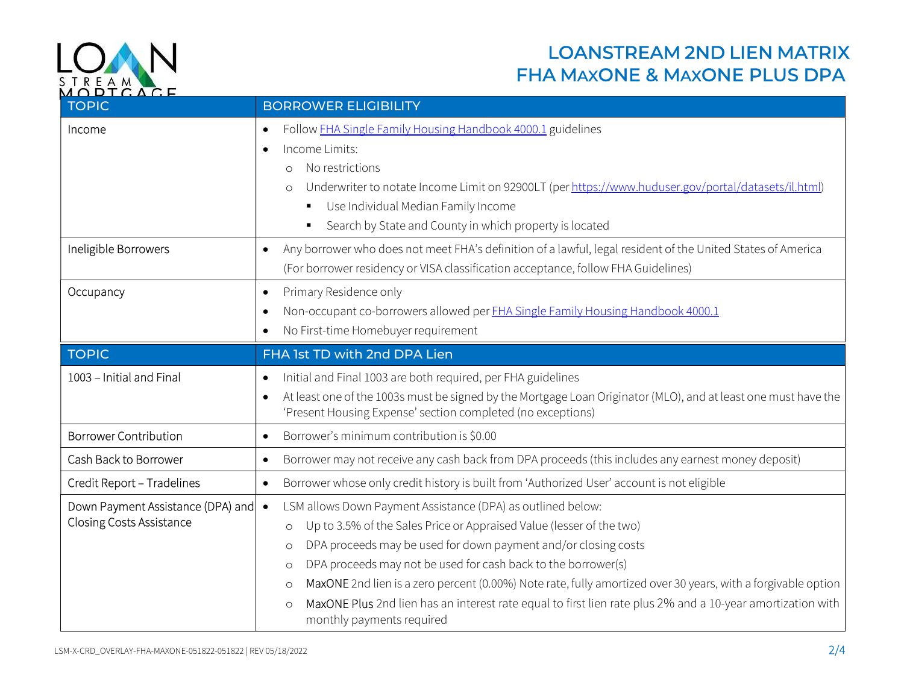# LOANSTREAM 2ND LIEN MATRIX
## FHA MAXONE & MAXONE PLUS DPA

| TOPIC | BORROWER ELIGIBILITY |
|---|---|
| Income | • Follow FHA Single Family Housing Handbook 4000.1 guidelines<br>• Income Limits:<br>  ○ No restrictions<br>  ○ Underwriter to notate Income Limit on 92900LT (per https://www.huduser.gov/portal/datasets/il.html)<br>    ▪ Use Individual Median Family Income<br>    ▪ Search by State and County in which property is located |
| Ineligible Borrowers | • Any borrower who does not meet FHA's definition of a lawful, legal resident of the United States of America (For borrower residency or VISA classification acceptance, follow FHA Guidelines) |
| Occupancy | • Primary Residence only<br>• Non-occupant co-borrowers allowed per FHA Single Family Housing Handbook 4000.1<br>• No First-time Homebuyer requirement |

| TOPIC | FHA 1st TD with 2nd DPA Lien |
|---|---|
| 1003 – Initial and Final | • Initial and Final 1003 are both required, per FHA guidelines<br>• At least one of the 1003s must be signed by the Mortgage Loan Originator (MLO), and at least one must have the 'Present Housing Expense' section completed (no exceptions) |
| Borrower Contribution | • Borrower's minimum contribution is $0.00 |
| Cash Back to Borrower | • Borrower may not receive any cash back from DPA proceeds (this includes any earnest money deposit) |
| Credit Report – Tradelines | • Borrower whose only credit history is built from 'Authorized User' account is not eligible |
| Down Payment Assistance (DPA) and Closing Costs Assistance | • LSM allows Down Payment Assistance (DPA) as outlined below:<br>  ○ Up to 3.5% of the Sales Price or Appraised Value (lesser of the two)<br>  ○ DPA proceeds may be used for down payment and/or closing costs<br>  ○ DPA proceeds may not be used for cash back to the borrower(s)<br>  ○ MaxONE 2nd lien is a zero percent (0.00%) Note rate, fully amortized over 30 years, with a forgivable option<br>  ○ MaxONE Plus 2nd lien has an interest rate equal to first lien rate plus 2% and a 10-year amortization with monthly payments required |

LSM-X-CRD_OVERLAY-FHA-MAXONE-051822-051822 | REV 05/18/2022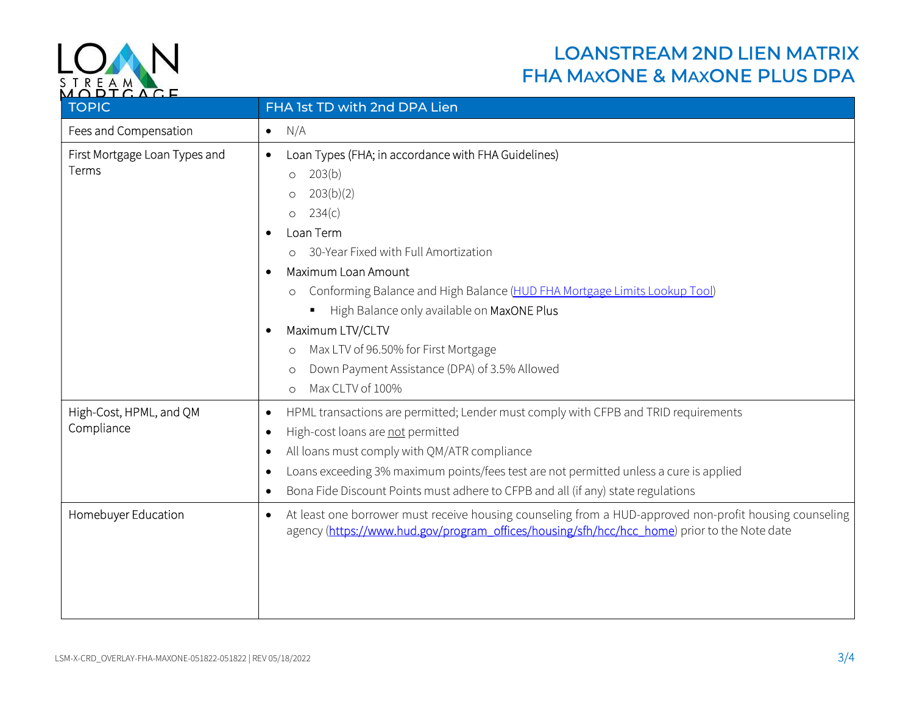# LOANSTREAM 2ND LIEN MATRIX
# FHA MAXONE & MAXONE PLUS DPA

| TOPIC | FHA 1st TD with 2nd DPA Lien |
|---|---|
| Fees and Compensation | • N/A |
| First Mortgage Loan Types and Terms | • Loan Types (FHA; in accordance with FHA Guidelines)<br>  ○ 203(b)<br>  ○ 203(b)(2)<br>  ○ 234(c)<br>• Loan Term<br>  ○ 30-Year Fixed with Full Amortization<br>• Maximum Loan Amount<br>  ○ Conforming Balance and High Balance ([HUD FHA Mortgage Limits Lookup Tool](HUD FHA Mortgage Limits Lookup Tool))<br>    ▪ High Balance only available on MaxONE Plus<br>• Maximum LTV/CLTV<br>  ○ Max LTV of 96.50% for First Mortgage<br>  ○ Down Payment Assistance (DPA) of 3.5% Allowed<br>  ○ Max CLTV of 100% |
| High-Cost, HPML, and QM Compliance | • HPML transactions are permitted; Lender must comply with CFPB and TRID requirements<br>• High-cost loans are <u>not</u> permitted<br>• All loans must comply with QM/ATR compliance<br>• Loans exceeding 3% maximum points/fees test are not permitted unless a cure is applied<br>• Bona Fide Discount Points must adhere to CFPB and all (if any) state regulations |
| Homebuyer Education | • At least one borrower must receive housing counseling from a HUD-approved non-profit housing counseling agency (https://www.hud.gov/program_offices/housing/sfh/hcc/hcc_home) prior to the Note date |

LSM-X-CRD_OVERLAY-FHA-MAXONE-051822-051822 | REV 05/18/2022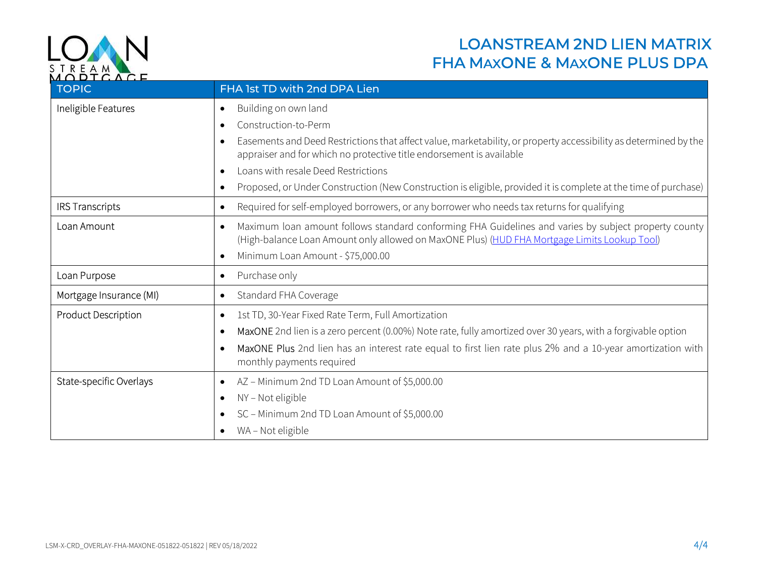# LOANSTREAM 2ND LIEN MATRIX
## FHA MAXONE & MAXONE PLUS DPA

| TOPIC | FHA 1st TD with 2nd DPA Lien |
|---|---|
| Ineligible Features | • Building on own land<br>• Construction-to-Perm<br>• Easements and Deed Restrictions that affect value, marketability, or property accessibility as determined by the appraiser and for which no protective title endorsement is available<br>• Loans with resale Deed Restrictions<br>• Proposed, or Under Construction (New Construction is eligible, provided it is complete at the time of purchase) |
| IRS Transcripts | • Required for self-employed borrowers, or any borrower who needs tax returns for qualifying |
| Loan Amount | • Maximum loan amount follows standard conforming FHA Guidelines and varies by subject property county (High-balance Loan Amount only allowed on MaxONE Plus) (HUD FHA Mortgage Limits Lookup Tool)<br>• Minimum Loan Amount - $75,000.00 |
| Loan Purpose | • Purchase only |
| Mortgage Insurance (MI) | • Standard FHA Coverage |
| Product Description | • 1st TD, 30-Year Fixed Rate Term, Full Amortization<br>• MaxONE 2nd lien is a zero percent (0.00%) Note rate, fully amortized over 30 years, with a forgivable option<br>• MaxONE Plus 2nd lien has an interest rate equal to first lien rate plus 2% and a 10-year amortization with monthly payments required |
| State-specific Overlays | • AZ – Minimum 2nd TD Loan Amount of $5,000.00<br>• NY – Not eligible<br>• SC – Minimum 2nd TD Loan Amount of $5,000.00<br>• WA – Not eligible |

LSM-X-CRD_OVERLAY-FHA-MAXONE-051822-051822 | REV 05/18/2022